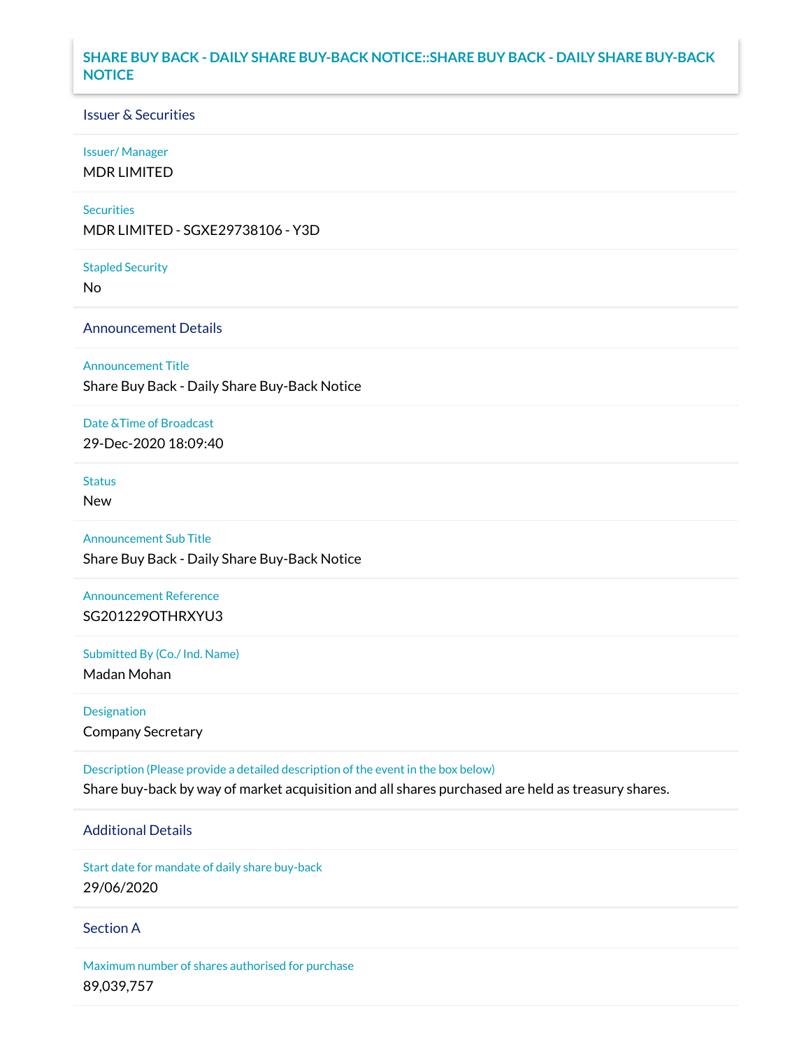# SHARE BUY BACK - DAILY SHARE BUY-BACK NOTICE::SHARE BUY BACK - DAILY SHARE BUY-BACK NOTICE

## Issuer & Securities

**Issuer/ Manager**

MDR LIMITED

**Securities**

MDR LIMITED - SGXE29738106 - Y3D

**Stapled Security**

No

## Announcement Details

**Announcement Title**

Share Buy Back - Daily Share Buy-Back Notice

**Date &Time of Broadcast**

29-Dec-2020 18:09:40

**Status**

New

**Announcement Sub Title**

Share Buy Back - Daily Share Buy-Back Notice

**Announcement Reference**

SG201229OTHRXYU3

**Submitted By (Co./ Ind. Name)**

Madan Mohan

**Designation**

Company Secretary

**Description (Please provide a detailed description of the event in the box below)**

Share buy-back by way of market acquisition and all shares purchased are held as treasury shares.

## Additional Details

**Start date for mandate of daily share buy-back**

29/06/2020

## Section A

**Maximum number of shares authorised for purchase**

89,039,757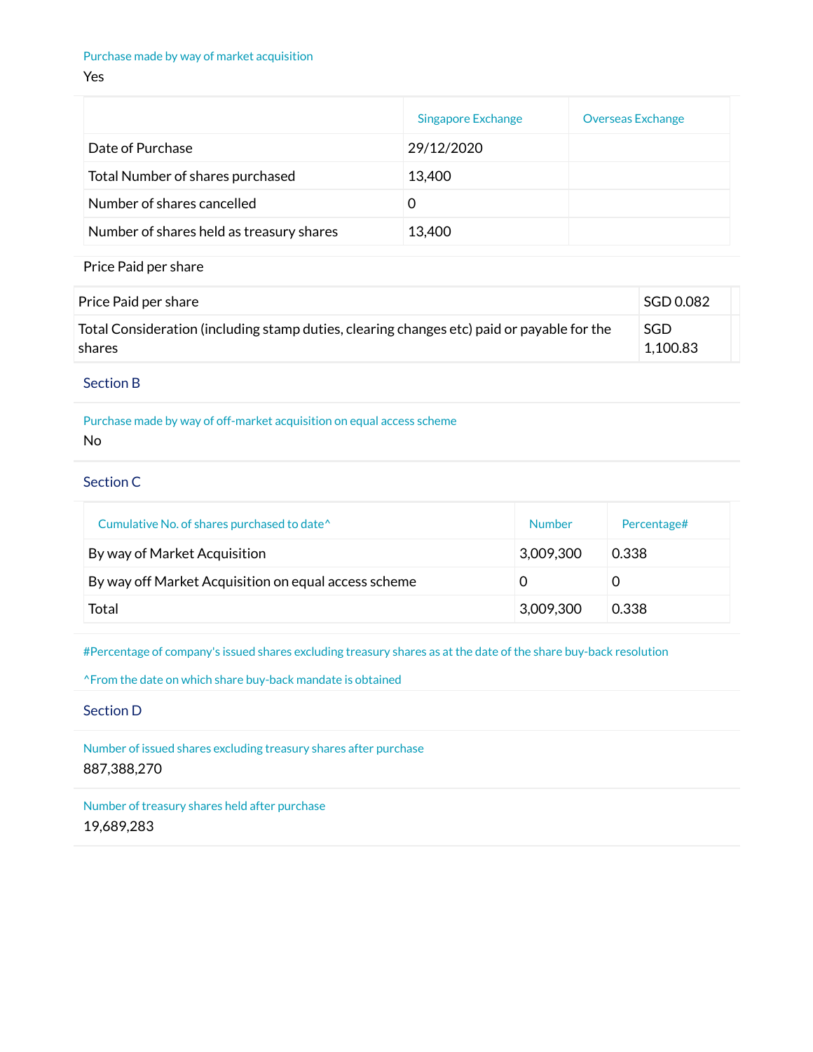Purchase made by way of market acquisition

Yes

| | Singapore Exchange | Overseas Exchange |
|---|---|---|
| Date of Purchase | 29/12/2020 | |
| Total Number of shares purchased | 13,400 | |
| Number of shares cancelled | 0 | |
| Number of shares held as treasury shares | 13,400 | |

Price Paid per share

| | |
|---|---|
| Price Paid per share | SGD 0.082 |
| Total Consideration (including stamp duties, clearing changes etc) paid or payable for the shares | SGD 1,100.83 |

## Section B

Purchase made by way of off-market acquisition on equal access scheme

No

## Section C

| Cumulative No. of shares purchased to date^ | Number | Percentage# |
|---|---|---|
| By way of Market Acquisition | 3,009,300 | 0.338 |
| By way off Market Acquisition on equal access scheme | 0 | 0 |
| Total | 3,009,300 | 0.338 |

#Percentage of company's issued shares excluding treasury shares as at the date of the share buy-back resolution

^From the date on which share buy-back mandate is obtained

## Section D

Number of issued shares excluding treasury shares after purchase

887,388,270

Number of treasury shares held after purchase

19,689,283